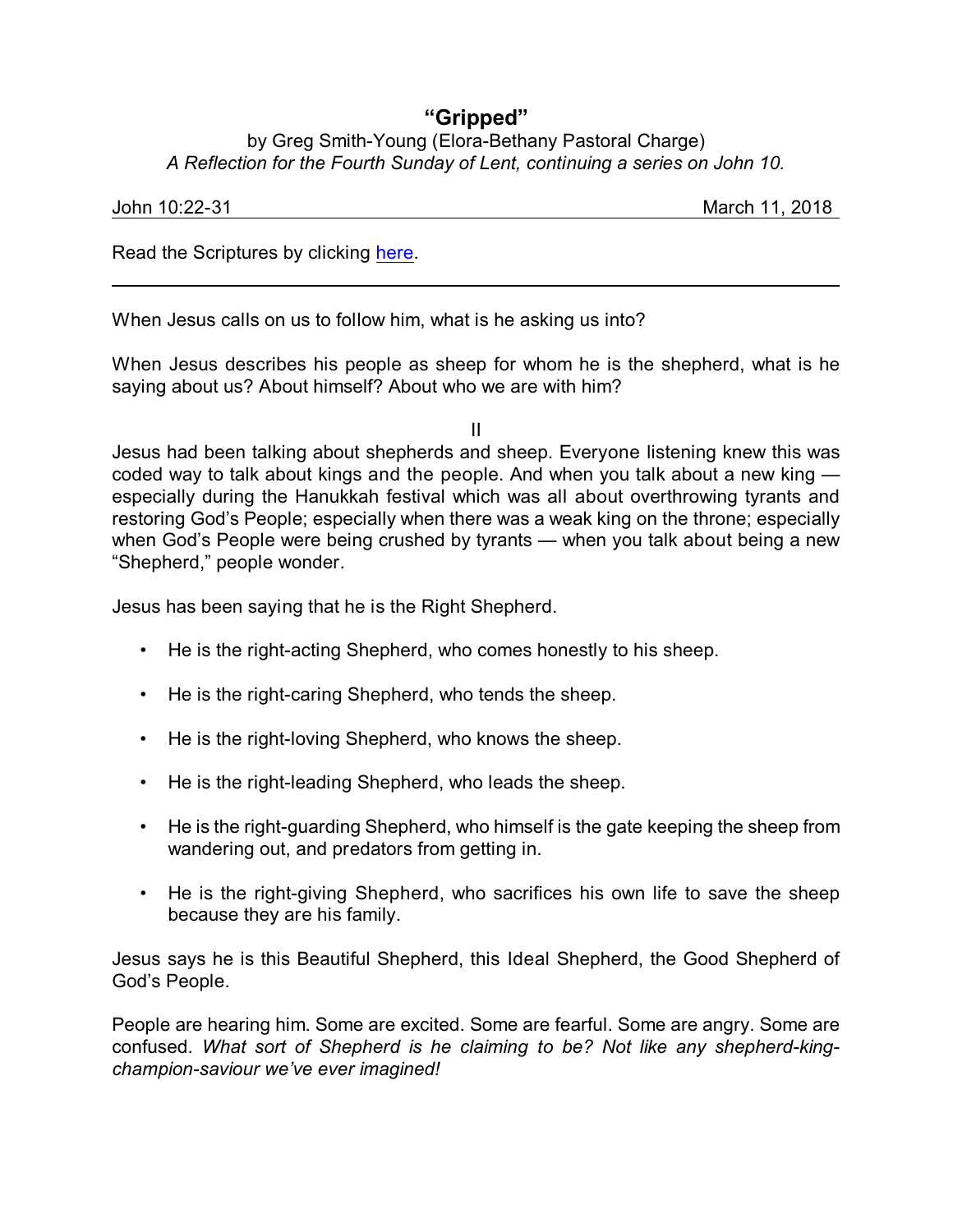# "Gripped"

by Greg Smith-Young (Elora-Bethany Pastoral Charge)
*A Reflection for the Fourth Sunday of Lent, continuing a series on John 10.*

John 10:22-31 March 11, 2018

Read the Scriptures by clicking [here](here).

---

When Jesus calls on us to follow him, what is he asking us into?

When Jesus describes his people as sheep for whom he is the shepherd, what is he saying about us? About himself? About who we are with him?

II

Jesus had been talking about shepherds and sheep. Everyone listening knew this was coded way to talk about kings and the people. And when you talk about a new king — especially during the Hanukkah festival which was all about overthrowing tyrants and restoring God's People; especially when there was a weak king on the throne; especially when God's People were being crushed by tyrants — when you talk about being a new "Shepherd," people wonder.

Jesus has been saying that he is the Right Shepherd.

- He is the right-acting Shepherd, who comes honestly to his sheep.
- He is the right-caring Shepherd, who tends the sheep.
- He is the right-loving Shepherd, who knows the sheep.
- He is the right-leading Shepherd, who leads the sheep.
- He is the right-guarding Shepherd, who himself is the gate keeping the sheep from wandering out, and predators from getting in.
- He is the right-giving Shepherd, who sacrifices his own life to save the sheep because they are his family.

Jesus says he is this Beautiful Shepherd, this Ideal Shepherd, the Good Shepherd of God's People.

People are hearing him. Some are excited. Some are fearful. Some are angry. Some are confused. *What sort of Shepherd is he claiming to be? Not like any shepherd-king-champion-saviour we've ever imagined!*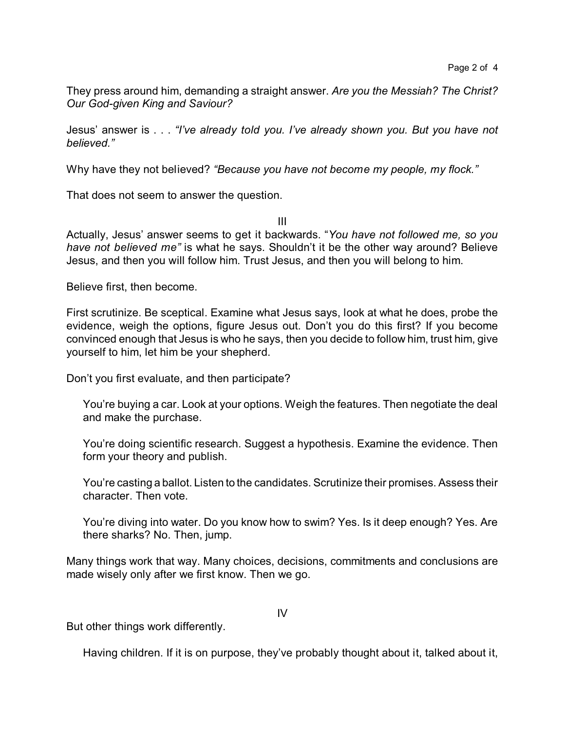They press around him, demanding a straight answer. *Are you the Messiah? The Christ? Our God-given King and Saviour?*

Jesus' answer is . . . *"I've already told you. I've already shown you. But you have not believed."*

Why have they not believed? *"Because you have not become my people, my flock."*

That does not seem to answer the question.

III

Actually, Jesus' answer seems to get it backwards. "*You have not followed me, so you have not believed me"* is what he says. Shouldn't it be the other way around? Believe Jesus, and then you will follow him. Trust Jesus, and then you will belong to him.

Believe first, then become.

First scrutinize. Be sceptical. Examine what Jesus says, look at what he does, probe the evidence, weigh the options, figure Jesus out. Don't you do this first? If you become convinced enough that Jesus is who he says, then you decide to follow him, trust him, give yourself to him, let him be your shepherd.

Don't you first evaluate, and then participate?

> You're buying a car. Look at your options. Weigh the features. Then negotiate the deal and make the purchase.
>
> You're doing scientific research. Suggest a hypothesis. Examine the evidence. Then form your theory and publish.
>
> You're casting a ballot. Listen to the candidates. Scrutinize their promises. Assess their character. Then vote.
>
> You're diving into water. Do you know how to swim? Yes. Is it deep enough? Yes. Are there sharks? No. Then, jump.

Many things work that way. Many choices, decisions, commitments and conclusions are made wisely only after we first know. Then we go.

IV

But other things work differently.

> Having children. If it is on purpose, they've probably thought about it, talked about it,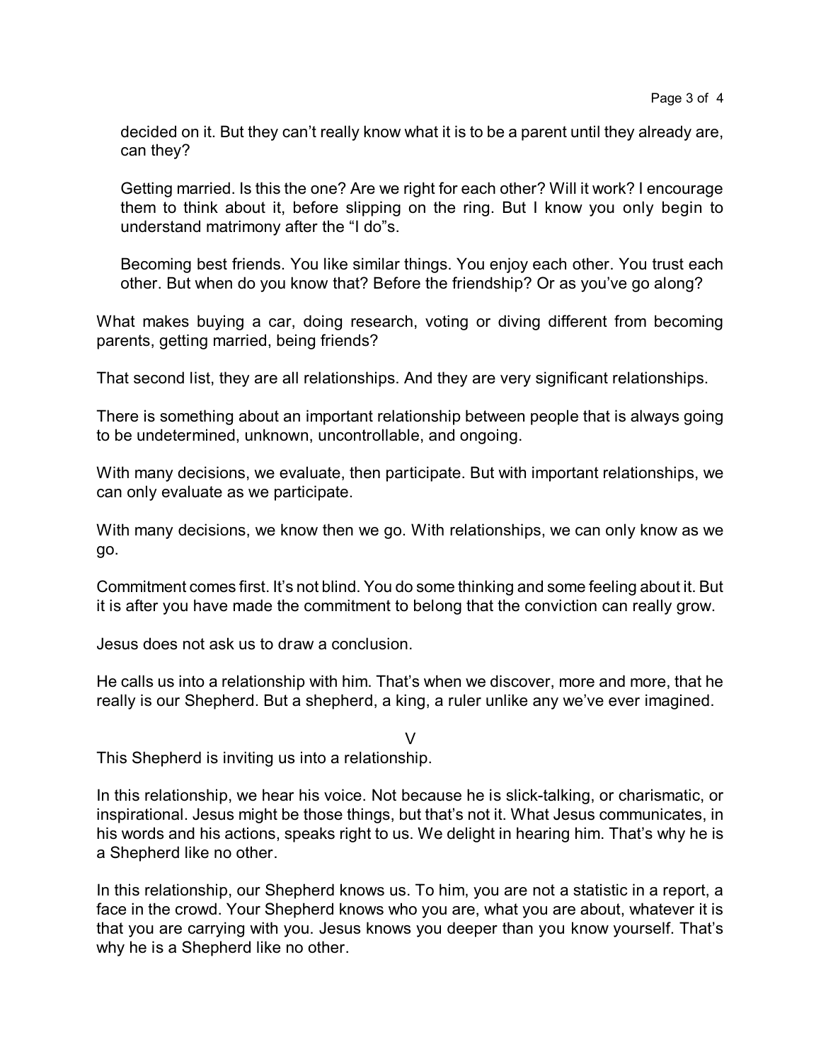decided on it. But they can't really know what it is to be a parent until they already are, can they?

Getting married. Is this the one? Are we right for each other? Will it work? I encourage them to think about it, before slipping on the ring. But I know you only begin to understand matrimony after the "I do"s.

Becoming best friends. You like similar things. You enjoy each other. You trust each other. But when do you know that? Before the friendship? Or as you've go along?

What makes buying a car, doing research, voting or diving different from becoming parents, getting married, being friends?

That second list, they are all relationships. And they are very significant relationships.

There is something about an important relationship between people that is always going to be undetermined, unknown, uncontrollable, and ongoing.

With many decisions, we evaluate, then participate. But with important relationships, we can only evaluate as we participate.

With many decisions, we know then we go. With relationships, we can only know as we go.

Commitment comes first. It's not blind. You do some thinking and some feeling about it. But it is after you have made the commitment to belong that the conviction can really grow.

Jesus does not ask us to draw a conclusion.

He calls us into a relationship with him. That's when we discover, more and more, that he really is our Shepherd. But a shepherd, a king, a ruler unlike any we've ever imagined.

V

This Shepherd is inviting us into a relationship.

In this relationship, we hear his voice. Not because he is slick-talking, or charismatic, or inspirational. Jesus might be those things, but that's not it. What Jesus communicates, in his words and his actions, speaks right to us. We delight in hearing him. That's why he is a Shepherd like no other.

In this relationship, our Shepherd knows us. To him, you are not a statistic in a report, a face in the crowd. Your Shepherd knows who you are, what you are about, whatever it is that you are carrying with you. Jesus knows you deeper than you know yourself. That's why he is a Shepherd like no other.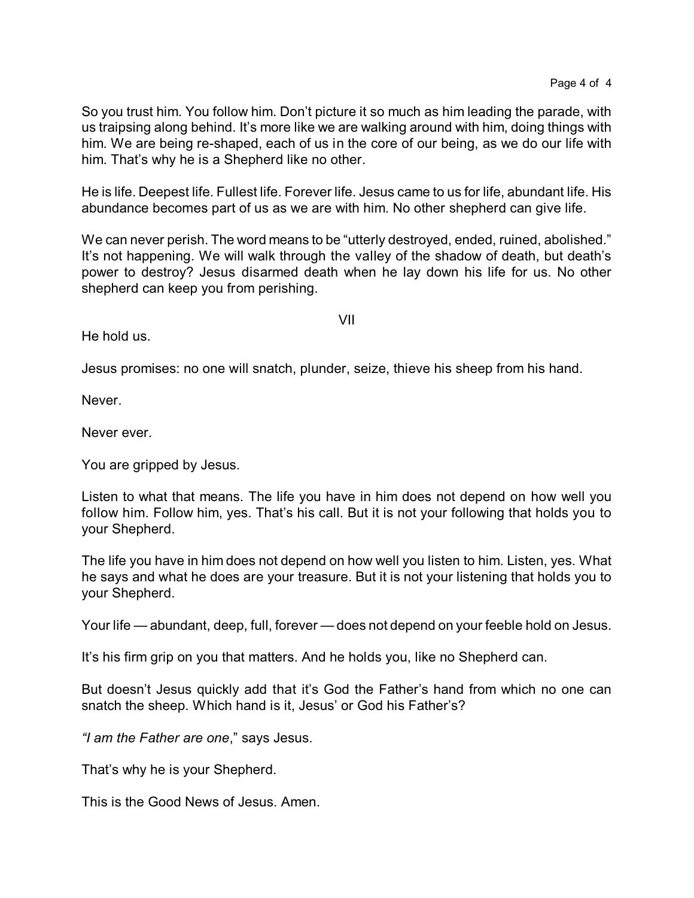So you trust him. You follow him. Don't picture it so much as him leading the parade, with us traipsing along behind. It's more like we are walking around with him, doing things with him. We are being re-shaped, each of us in the core of our being, as we do our life with him. That's why he is a Shepherd like no other.

He is life. Deepest life. Fullest life. Forever life. Jesus came to us for life, abundant life. His abundance becomes part of us as we are with him. No other shepherd can give life.

We can never perish. The word means to be "utterly destroyed, ended, ruined, abolished." It's not happening. We will walk through the valley of the shadow of death, but death's power to destroy? Jesus disarmed death when he lay down his life for us. No other shepherd can keep you from perishing.

## VII

He hold us.

Jesus promises: no one will snatch, plunder, seize, thieve his sheep from his hand.

Never.

Never ever.

You are gripped by Jesus.

Listen to what that means. The life you have in him does not depend on how well you follow him. Follow him, yes. That's his call. But it is not your following that holds you to your Shepherd.

The life you have in him does not depend on how well you listen to him. Listen, yes. What he says and what he does are your treasure. But it is not your listening that holds you to your Shepherd.

Your life — abundant, deep, full, forever — does not depend on your feeble hold on Jesus.

It's his firm grip on you that matters. And he holds you, like no Shepherd can.

But doesn't Jesus quickly add that it's God the Father's hand from which no one can snatch the sheep. Which hand is it, Jesus' or God his Father's?

*"I am the Father are one*," says Jesus.

That's why he is your Shepherd.

This is the Good News of Jesus. Amen.